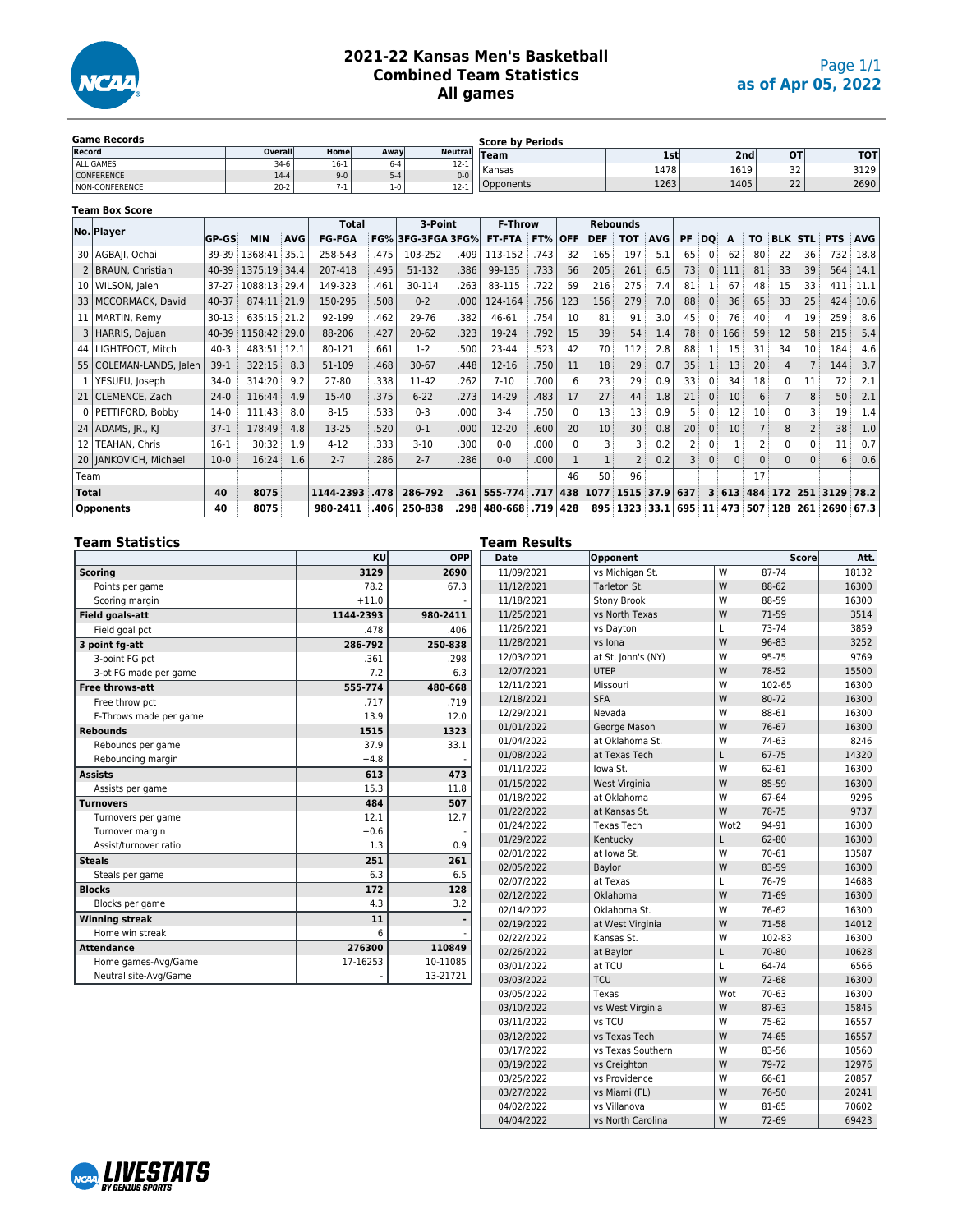# 2021-22 Kansas Men's Basketball
## Combined Team Statistics
## All games

Page 1/1
as of Apr 05, 2022

### Game Records

| Record | Overall | Home | Away | Neutral |
|---|---|---|---|---|
| ALL GAMES | 34-6 | 16-1 | 6-4 | 12-1 |
| CONFERENCE | 14-4 | 9-0 | 5-4 | 0-0 |
| NON-CONFERENCE | 20-2 | 7-1 | 1-0 | 12-1 |

### Score by Periods

| Team | 1st | 2nd | OT | TOT |
|---|---|---|---|---|
| Kansas | 1478 | 1619 | 32 | 3129 |
| Opponents | 1263 | 1405 | 22 | 2690 |

### Team Box Score

| No. | Player | GP-GS | MIN | AVG | Total FG-FGA | FG% | 3-Point 3FG-3FGA | 3FG% | F-Throw FT-FTA | FT% | Rebounds OFF | DEF | TOT | AVG | PF | DQ | A | TO | BLK | STL | PTS | AVG |
|---|---|---|---|---|---|---|---|---|---|---|---|---|---|---|---|---|---|---|---|---|---|---|
| 30 | AGBAJI, Ochai | 39-39 | 1368:41 | 35.1 | 258-543 | .475 | 103-252 | .409 | 113-152 | .743 | 32 | 165 | 197 | 5.1 | 65 | 0 | 62 | 80 | 22 | 36 | 732 | 18.8 |
| 2 | BRAUN, Christian | 40-39 | 1375:19 | 34.4 | 207-418 | .495 | 51-132 | .386 | 99-135 | .733 | 56 | 205 | 261 | 6.5 | 73 | 0 | 111 | 81 | 33 | 39 | 564 | 14.1 |
| 10 | WILSON, Jalen | 37-27 | 1088:13 | 29.4 | 149-323 | .461 | 30-114 | .263 | 83-115 | .722 | 59 | 216 | 275 | 7.4 | 81 | 1 | 67 | 48 | 15 | 33 | 411 | 11.1 |
| 33 | MCCORMACK, David | 40-37 | 874:11 | 21.9 | 150-295 | .508 | 0-2 | .000 | 124-164 | .756 | 123 | 156 | 279 | 7.0 | 88 | 0 | 36 | 65 | 33 | 25 | 424 | 10.6 |
| 11 | MARTIN, Remy | 30-13 | 635:15 | 21.2 | 92-199 | .462 | 29-76 | .382 | 46-61 | .754 | 10 | 81 | 91 | 3.0 | 45 | 0 | 76 | 40 | 4 | 19 | 259 | 8.6 |
| 3 | HARRIS, Dajuan | 40-39 | 1158:42 | 29.0 | 88-206 | .427 | 20-62 | .323 | 19-24 | .792 | 15 | 39 | 54 | 1.4 | 78 | 0 | 166 | 59 | 12 | 58 | 215 | 5.4 |
| 44 | LIGHTFOOT, Mitch | 40-3 | 483:51 | 12.1 | 80-121 | .661 | 1-2 | .500 | 23-44 | .523 | 42 | 70 | 112 | 2.8 | 88 | 1 | 15 | 31 | 34 | 10 | 184 | 4.6 |
| 55 | COLEMAN-LANDS, Jalen | 39-1 | 322:15 | 8.3 | 51-109 | .468 | 30-67 | .448 | 12-16 | .750 | 11 | 18 | 29 | 0.7 | 35 | 1 | 13 | 20 | 4 | 7 | 144 | 3.7 |
| 1 | YESUFU, Joseph | 34-0 | 314:20 | 9.2 | 27-80 | .338 | 11-42 | .262 | 7-10 | .700 | 6 | 23 | 29 | 0.9 | 33 | 0 | 34 | 18 | 0 | 11 | 72 | 2.1 |
| 21 | CLEMENCE, Zach | 24-0 | 116:44 | 4.9 | 15-40 | .375 | 6-22 | .273 | 14-29 | .483 | 17 | 27 | 44 | 1.8 | 21 | 0 | 10 | 6 | 7 | 8 | 50 | 2.1 |
| 0 | PETTIFORD, Bobby | 14-0 | 111:43 | 8.0 | 8-15 | .533 | 0-3 | .000 | 3-4 | .750 | 0 | 13 | 13 | 0.9 | 5 | 0 | 12 | 10 | 0 | 3 | 19 | 1.4 |
| 24 | ADAMS, JR., KJ | 37-1 | 178:49 | 4.8 | 13-25 | .520 | 0-1 | .000 | 12-20 | .600 | 20 | 10 | 30 | 0.8 | 20 | 0 | 10 | 7 | 8 | 2 | 38 | 1.0 |
| 12 | TEAHAN, Chris | 16-1 | 30:32 | 1.9 | 4-12 | .333 | 3-10 | .300 | 0-0 | .000 | 0 | 3 | 3 | 0.2 | 2 | 0 | 1 | 2 | 0 | 0 | 11 | 0.7 |
| 20 | JANKOVICH, Michael | 10-0 | 16:24 | 1.6 | 2-7 | .286 | 2-7 | .286 | 0-0 | .000 | 1 | 1 | 2 | 0.2 | 3 | 0 | 0 | 0 | 0 | 0 | 6 | 0.6 |
| | Team | | | | | | | | | | 46 | 50 | 96 | | | | | 17 | | | | |
| | **Total** | 40 | 8075 | | 1144-2393 | .478 | 286-792 | .361 | 555-774 | .717 | 438 | 1077 | 1515 | 37.9 | 637 | 3 | 613 | 484 | 172 | 251 | 3129 | 78.2 |
| | **Opponents** | 40 | 8075 | | 980-2411 | .406 | 250-838 | .298 | 480-668 | .719 | 428 | 895 | 1323 | 33.1 | 695 | 11 | 473 | 507 | 128 | 261 | 2690 | 67.3 |

### Team Statistics

| | KU | OPP |
|---|---|---|
| **Scoring** | 3129 | 2690 |
| Points per game | 78.2 | 67.3 |
| Scoring margin | +11.0 | - |
| **Field goals-att** | 1144-2393 | 980-2411 |
| Field goal pct | .478 | .406 |
| **3 point fg-att** | 286-792 | 250-838 |
| 3-point FG pct | .361 | .298 |
| 3-pt FG made per game | 7.2 | 6.3 |
| **Free throws-att** | 555-774 | 480-668 |
| Free throw pct | .717 | .719 |
| F-Throws made per game | 13.9 | 12.0 |
| **Rebounds** | 1515 | 1323 |
| Rebounds per game | 37.9 | 33.1 |
| Rebounding margin | +4.8 | - |
| **Assists** | 613 | 473 |
| Assists per game | 15.3 | 11.8 |
| **Turnovers** | 484 | 507 |
| Turnovers per game | 12.1 | 12.7 |
| Turnover margin | +0.6 | - |
| Assist/turnover ratio | 1.3 | 0.9 |
| **Steals** | 251 | 261 |
| Steals per game | 6.3 | 6.5 |
| **Blocks** | 172 | 128 |
| Blocks per game | 4.3 | 3.2 |
| **Winning streak** | 11 | - |
| Home win streak | 6 | - |
| **Attendance** | 276300 | 110849 |
| Home games-Avg/Game | 17-16253 | 10-11085 |
| Neutral site-Avg/Game | - | 13-21721 |

### Team Results

| Date | Opponent | | Score | Att. |
|---|---|---|---|---|
| 11/09/2021 | vs Michigan St. | W | 87-74 | 18132 |
| 11/12/2021 | Tarleton St. | W | 88-62 | 16300 |
| 11/18/2021 | Stony Brook | W | 88-59 | 16300 |
| 11/25/2021 | vs North Texas | W | 71-59 | 3514 |
| 11/26/2021 | vs Dayton | L | 73-74 | 3859 |
| 11/28/2021 | vs Iona | W | 96-83 | 3252 |
| 12/03/2021 | at St. John's (NY) | W | 95-75 | 9769 |
| 12/07/2021 | UTEP | W | 78-52 | 15500 |
| 12/11/2021 | Missouri | W | 102-65 | 16300 |
| 12/18/2021 | SFA | W | 80-72 | 16300 |
| 12/29/2021 | Nevada | W | 88-61 | 16300 |
| 01/01/2022 | George Mason | W | 76-67 | 16300 |
| 01/04/2022 | at Oklahoma St. | W | 74-63 | 8246 |
| 01/08/2022 | at Texas Tech | L | 67-75 | 14320 |
| 01/11/2022 | Iowa St. | W | 62-61 | 16300 |
| 01/15/2022 | West Virginia | W | 85-59 | 16300 |
| 01/18/2022 | at Oklahoma | W | 67-64 | 9296 |
| 01/22/2022 | at Kansas St. | W | 78-75 | 9737 |
| 01/24/2022 | Texas Tech | Wot2 | 94-91 | 16300 |
| 01/29/2022 | Kentucky | L | 62-80 | 16300 |
| 02/01/2022 | at Iowa St. | W | 70-61 | 13587 |
| 02/05/2022 | Baylor | W | 83-59 | 16300 |
| 02/07/2022 | at Texas | L | 76-79 | 14688 |
| 02/12/2022 | Oklahoma | W | 71-69 | 16300 |
| 02/14/2022 | Oklahoma St. | W | 76-62 | 16300 |
| 02/19/2022 | at West Virginia | W | 71-58 | 14012 |
| 02/22/2022 | Kansas St. | W | 102-83 | 16300 |
| 02/26/2022 | at Baylor | L | 70-80 | 10628 |
| 03/01/2022 | at TCU | L | 64-74 | 6566 |
| 03/03/2022 | TCU | W | 72-68 | 16300 |
| 03/05/2022 | Texas | Wot | 70-63 | 16300 |
| 03/10/2022 | vs West Virginia | W | 87-63 | 15845 |
| 03/11/2022 | vs TCU | W | 75-62 | 16557 |
| 03/12/2022 | vs Texas Tech | W | 74-65 | 16557 |
| 03/17/2022 | vs Texas Southern | W | 83-56 | 10560 |
| 03/19/2022 | vs Creighton | W | 79-72 | 12976 |
| 03/25/2022 | vs Providence | W | 66-61 | 20857 |
| 03/27/2022 | vs Miami (FL) | W | 76-50 | 20241 |
| 04/02/2022 | vs Villanova | W | 81-65 | 70602 |
| 04/04/2022 | vs North Carolina | W | 72-69 | 69423 |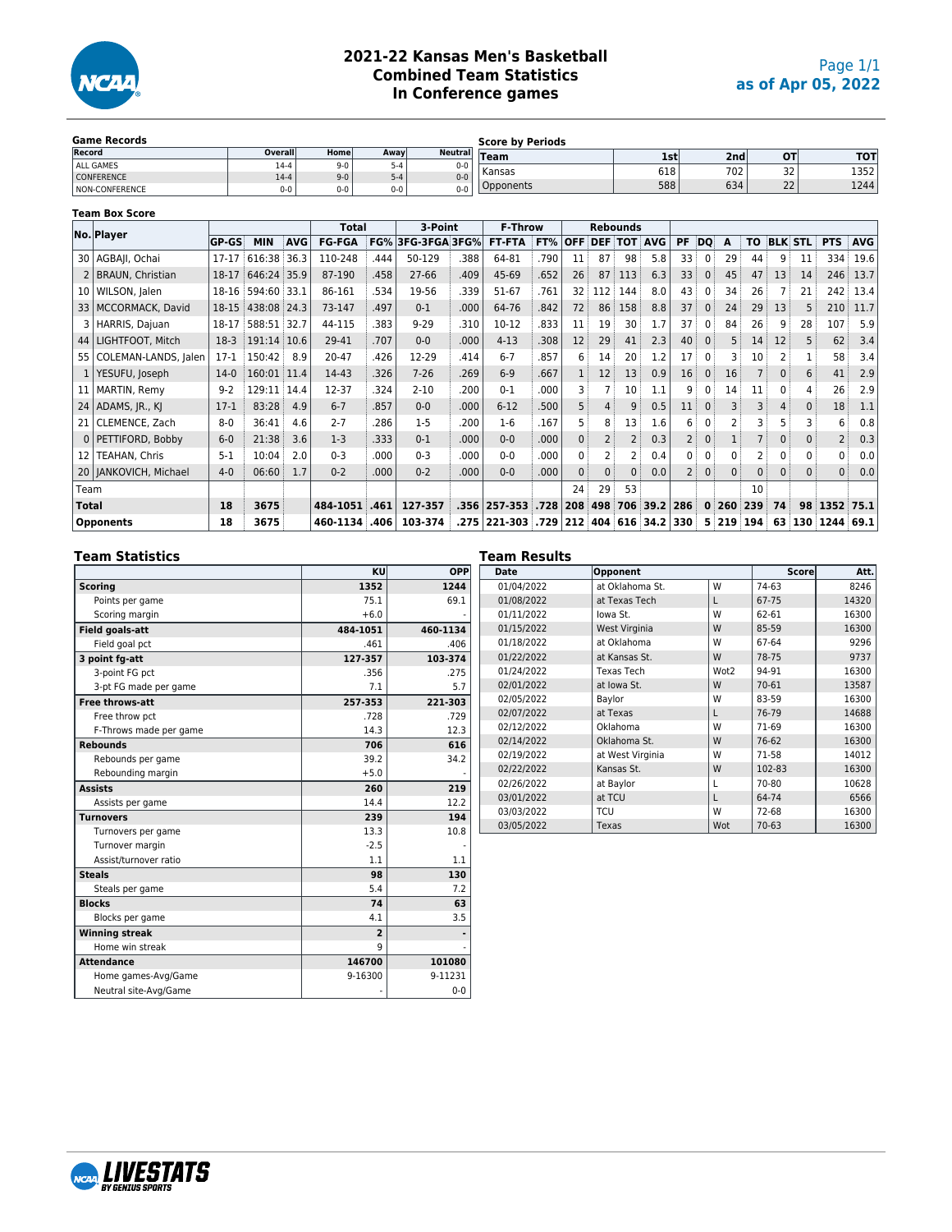# 2021-22 Kansas Men's Basketball
## Combined Team Statistics
## In Conference games

as of Apr 05, 2022

### Game Records

| Record | Overall | Home | Away | Neutral |
|---|---|---|---|---|
| ALL GAMES | 14-4 | 9-0 | 5-4 | 0-0 |
| CONFERENCE | 14-4 | 9-0 | 5-4 | 0-0 |
| NON-CONFERENCE | 0-0 | 0-0 | 0-0 | 0-0 |

### Score by Periods

| Team | 1st | 2nd | OT | TOT |
|---|---|---|---|---|
| Kansas | 618 | 702 | 32 | 1352 |
| Opponents | 588 | 634 | 22 | 1244 |

### Team Box Score

| No. | Player | GP-GS | MIN | AVG | Total FG-FGA | FG% | 3-Point 3FG-3FGA | 3FG% | F-Throw FT-FTA | FT% | Rebounds OFF | DEF | TOT | AVG | PF | DQ | A | TO | BLK | STL | PTS | AVG |
|---|---|---|---|---|---|---|---|---|---|---|---|---|---|---|---|---|---|---|---|---|---|---|
| 30 | AGBAJI, Ochai | 17-17 | 616:38 | 36.3 | 110-248 | .444 | 50-129 | .388 | 64-81 | .790 | 11 | 87 | 98 | 5.8 | 33 | 0 | 29 | 44 | 9 | 11 | 334 | 19.6 |
| 2 | BRAUN, Christian | 18-17 | 646:24 | 35.9 | 87-190 | .458 | 27-66 | .409 | 45-69 | .652 | 26 | 87 | 113 | 6.3 | 33 | 0 | 45 | 47 | 13 | 14 | 246 | 13.7 |
| 10 | WILSON, Jalen | 18-16 | 594:60 | 33.1 | 86-161 | .534 | 19-56 | .339 | 51-67 | .761 | 32 | 112 | 144 | 8.0 | 43 | 0 | 34 | 26 | 7 | 21 | 242 | 13.4 |
| 33 | MCCORMACK, David | 18-15 | 438:08 | 24.3 | 73-147 | .497 | 0-1 | .000 | 64-76 | .842 | 72 | 86 | 158 | 8.8 | 37 | 0 | 24 | 29 | 13 | 5 | 210 | 11.7 |
| 3 | HARRIS, Dajuan | 18-17 | 588:51 | 32.7 | 44-115 | .383 | 9-29 | .310 | 10-12 | .833 | 11 | 19 | 30 | 1.7 | 37 | 0 | 84 | 26 | 9 | 28 | 107 | 5.9 |
| 44 | LIGHTFOOT, Mitch | 18-3 | 191:14 | 10.6 | 29-41 | .707 | 0-0 | .000 | 4-13 | .308 | 12 | 29 | 41 | 2.3 | 40 | 0 | 5 | 14 | 12 | 5 | 62 | 3.4 |
| 55 | COLEMAN-LANDS, Jalen | 17-1 | 150:42 | 8.9 | 20-47 | .426 | 12-29 | .414 | 6-7 | .857 | 6 | 14 | 20 | 1.2 | 17 | 0 | 3 | 10 | 2 | 1 | 58 | 3.4 |
| 1 | YESUFU, Joseph | 14-0 | 160:01 | 11.4 | 14-43 | .326 | 7-26 | .269 | 6-9 | .667 | 1 | 12 | 13 | 0.9 | 16 | 0 | 16 | 7 | 0 | 6 | 41 | 2.9 |
| 11 | MARTIN, Remy | 9-2 | 129:11 | 14.4 | 12-37 | .324 | 2-10 | .200 | 0-1 | .000 | 3 | 7 | 10 | 1.1 | 9 | 0 | 14 | 11 | 0 | 4 | 26 | 2.9 |
| 24 | ADAMS, JR., KJ | 17-1 | 83:28 | 4.9 | 6-7 | .857 | 0-0 | .000 | 6-12 | .500 | 5 | 4 | 9 | 0.5 | 11 | 0 | 3 | 3 | 4 | 0 | 18 | 1.1 |
| 21 | CLEMENCE, Zach | 8-0 | 36:41 | 4.6 | 2-7 | .286 | 1-5 | .200 | 1-6 | .167 | 5 | 8 | 13 | 1.6 | 6 | 0 | 2 | 3 | 5 | 3 | 6 | 0.8 |
| 0 | PETTIFORD, Bobby | 6-0 | 21:38 | 3.6 | 1-3 | .333 | 0-1 | .000 | 0-0 | .000 | 0 | 2 | 2 | 0.3 | 2 | 0 | 1 | 7 | 0 | 0 | 2 | 0.3 |
| 12 | TEAHAN, Chris | 5-1 | 10:04 | 2.0 | 0-3 | .000 | 0-3 | .000 | 0-0 | .000 | 0 | 2 | 2 | 0.4 | 0 | 0 | 0 | 2 | 0 | 0 | 0 | 0.0 |
| 20 | JANKOVICH, Michael | 4-0 | 06:60 | 1.7 | 0-2 | .000 | 0-2 | .000 | 0-0 | .000 | 0 | 0 | 0 | 0.0 | 2 | 0 | 0 | 0 | 0 | 0 | 0 | 0.0 |
| | Team | | | | | | | | | | 24 | 29 | 53 | | | | | 10 | | | | |
| | **Total** | 18 | 3675 | | 484-1051 | .461 | 127-357 | .356 | 257-353 | .728 | 208 | 498 | 706 | 39.2 | 286 | 0 | 260 | 239 | 74 | 98 | 1352 | 75.1 |
| | **Opponents** | 18 | 3675 | | 460-1134 | .406 | 103-374 | .275 | 221-303 | .729 | 212 | 404 | 616 | 34.2 | 330 | 5 | 219 | 194 | 63 | 130 | 1244 | 69.1 |

### Team Statistics

| | KU | OPP |
|---|---|---|
| **Scoring** | 1352 | 1244 |
| Points per game | 75.1 | 69.1 |
| Scoring margin | +6.0 | - |
| **Field goals-att** | 484-1051 | 460-1134 |
| Field goal pct | .461 | .406 |
| **3 point fg-att** | 127-357 | 103-374 |
| 3-point FG pct | .356 | .275 |
| 3-pt FG made per game | 7.1 | 5.7 |
| **Free throws-att** | 257-353 | 221-303 |
| Free throw pct | .728 | .729 |
| F-Throws made per game | 14.3 | 12.3 |
| **Rebounds** | 706 | 616 |
| Rebounds per game | 39.2 | 34.2 |
| Rebounding margin | +5.0 | - |
| **Assists** | 260 | 219 |
| Assists per game | 14.4 | 12.2 |
| **Turnovers** | 239 | 194 |
| Turnovers per game | 13.3 | 10.8 |
| Turnover margin | -2.5 | - |
| Assist/turnover ratio | 1.1 | 1.1 |
| **Steals** | 98 | 130 |
| Steals per game | 5.4 | 7.2 |
| **Blocks** | 74 | 63 |
| Blocks per game | 4.1 | 3.5 |
| **Winning streak** | 2 | - |
| Home win streak | 9 | - |
| **Attendance** | 146700 | 101080 |
| Home games-Avg/Game | 9-16300 | 9-11231 |
| Neutral site-Avg/Game | - | 0-0 |

### Team Results

| Date | Opponent | | Score | Att. |
|---|---|---|---|---|
| 01/04/2022 | at Oklahoma St. | W | 74-63 | 8246 |
| 01/08/2022 | at Texas Tech | L | 67-75 | 14320 |
| 01/11/2022 | Iowa St. | W | 62-61 | 16300 |
| 01/15/2022 | West Virginia | W | 85-59 | 16300 |
| 01/18/2022 | at Oklahoma | W | 67-64 | 9296 |
| 01/22/2022 | at Kansas St. | W | 78-75 | 9737 |
| 01/24/2022 | Texas Tech | Wot2 | 94-91 | 16300 |
| 02/01/2022 | at Iowa St. | W | 70-61 | 13587 |
| 02/05/2022 | Baylor | W | 83-59 | 16300 |
| 02/07/2022 | at Texas | L | 76-79 | 14688 |
| 02/12/2022 | Oklahoma | W | 71-69 | 16300 |
| 02/14/2022 | Oklahoma St. | W | 76-62 | 16300 |
| 02/19/2022 | at West Virginia | W | 71-58 | 14012 |
| 02/22/2022 | Kansas St. | W | 102-83 | 16300 |
| 02/26/2022 | at Baylor | L | 70-80 | 10628 |
| 03/01/2022 | at TCU | L | 64-74 | 6566 |
| 03/03/2022 | TCU | W | 72-68 | 16300 |
| 03/05/2022 | Texas | Wot | 70-63 | 16300 |